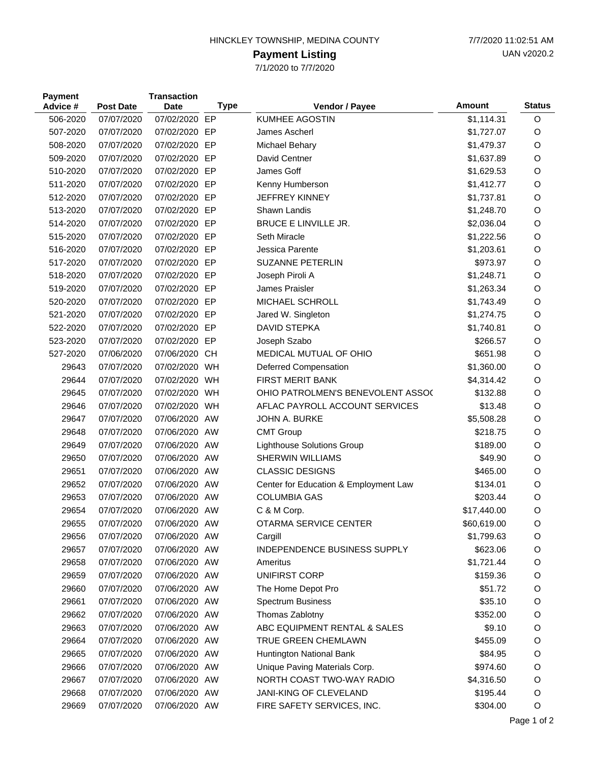HINCKLEY TOWNSHIP, MEDINA COUNTY

7/7/2020 11:02:51 AM

UAN v2020.2

# Payment Listing

7/1/2020 to 7/7/2020

| Payment Advice # | Post Date | Transaction Date | Type | Vendor / Payee | Amount | Status |
|---|---|---|---|---|---|---|
| 506-2020 | 07/07/2020 | 07/02/2020 | EP | KUMHEE AGOSTIN | $1,114.31 | O |
| 507-2020 | 07/07/2020 | 07/02/2020 | EP | James Ascherl | $1,727.07 | O |
| 508-2020 | 07/07/2020 | 07/02/2020 | EP | Michael Behary | $1,479.37 | O |
| 509-2020 | 07/07/2020 | 07/02/2020 | EP | David Centner | $1,637.89 | O |
| 510-2020 | 07/07/2020 | 07/02/2020 | EP | James Goff | $1,629.53 | O |
| 511-2020 | 07/07/2020 | 07/02/2020 | EP | Kenny Humberson | $1,412.77 | O |
| 512-2020 | 07/07/2020 | 07/02/2020 | EP | JEFFREY KINNEY | $1,737.81 | O |
| 513-2020 | 07/07/2020 | 07/02/2020 | EP | Shawn Landis | $1,248.70 | O |
| 514-2020 | 07/07/2020 | 07/02/2020 | EP | BRUCE E LINVILLE JR. | $2,036.04 | O |
| 515-2020 | 07/07/2020 | 07/02/2020 | EP | Seth Miracle | $1,222.56 | O |
| 516-2020 | 07/07/2020 | 07/02/2020 | EP | Jessica Parente | $1,203.61 | O |
| 517-2020 | 07/07/2020 | 07/02/2020 | EP | SUZANNE PETERLIN | $973.97 | O |
| 518-2020 | 07/07/2020 | 07/02/2020 | EP | Joseph Piroli A | $1,248.71 | O |
| 519-2020 | 07/07/2020 | 07/02/2020 | EP | James Praisler | $1,263.34 | O |
| 520-2020 | 07/07/2020 | 07/02/2020 | EP | MICHAEL SCHROLL | $1,743.49 | O |
| 521-2020 | 07/07/2020 | 07/02/2020 | EP | Jared W. Singleton | $1,274.75 | O |
| 522-2020 | 07/07/2020 | 07/02/2020 | EP | DAVID STEPKA | $1,740.81 | O |
| 523-2020 | 07/07/2020 | 07/02/2020 | EP | Joseph Szabo | $266.57 | O |
| 527-2020 | 07/06/2020 | 07/06/2020 | CH | MEDICAL MUTUAL OF OHIO | $651.98 | O |
| 29643 | 07/07/2020 | 07/02/2020 | WH | Deferred Compensation | $1,360.00 | O |
| 29644 | 07/07/2020 | 07/02/2020 | WH | FIRST MERIT BANK | $4,314.42 | O |
| 29645 | 07/07/2020 | 07/02/2020 | WH | OHIO PATROLMEN'S BENEVOLENT ASSOC | $132.88 | O |
| 29646 | 07/07/2020 | 07/02/2020 | WH | AFLAC PAYROLL ACCOUNT SERVICES | $13.48 | O |
| 29647 | 07/07/2020 | 07/06/2020 | AW | JOHN A. BURKE | $5,508.28 | O |
| 29648 | 07/07/2020 | 07/06/2020 | AW | CMT Group | $218.75 | O |
| 29649 | 07/07/2020 | 07/06/2020 | AW | Lighthouse Solutions Group | $189.00 | O |
| 29650 | 07/07/2020 | 07/06/2020 | AW | SHERWIN WILLIAMS | $49.90 | O |
| 29651 | 07/07/2020 | 07/06/2020 | AW | CLASSIC DESIGNS | $465.00 | O |
| 29652 | 07/07/2020 | 07/06/2020 | AW | Center for Education & Employment Law | $134.01 | O |
| 29653 | 07/07/2020 | 07/06/2020 | AW | COLUMBIA GAS | $203.44 | O |
| 29654 | 07/07/2020 | 07/06/2020 | AW | C & M Corp. | $17,440.00 | O |
| 29655 | 07/07/2020 | 07/06/2020 | AW | OTARMA SERVICE CENTER | $60,619.00 | O |
| 29656 | 07/07/2020 | 07/06/2020 | AW | Cargill | $1,799.63 | O |
| 29657 | 07/07/2020 | 07/06/2020 | AW | INDEPENDENCE BUSINESS SUPPLY | $623.06 | O |
| 29658 | 07/07/2020 | 07/06/2020 | AW | Ameritus | $1,721.44 | O |
| 29659 | 07/07/2020 | 07/06/2020 | AW | UNIFIRST CORP | $159.36 | O |
| 29660 | 07/07/2020 | 07/06/2020 | AW | The Home Depot Pro | $51.72 | O |
| 29661 | 07/07/2020 | 07/06/2020 | AW | Spectrum Business | $35.10 | O |
| 29662 | 07/07/2020 | 07/06/2020 | AW | Thomas Zablotny | $352.00 | O |
| 29663 | 07/07/2020 | 07/06/2020 | AW | ABC EQUIPMENT RENTAL & SALES | $9.10 | O |
| 29664 | 07/07/2020 | 07/06/2020 | AW | TRUE GREEN CHEMLAWN | $455.09 | O |
| 29665 | 07/07/2020 | 07/06/2020 | AW | Huntington National Bank | $84.95 | O |
| 29666 | 07/07/2020 | 07/06/2020 | AW | Unique Paving Materials Corp. | $974.60 | O |
| 29667 | 07/07/2020 | 07/06/2020 | AW | NORTH COAST TWO-WAY RADIO | $4,316.50 | O |
| 29668 | 07/07/2020 | 07/06/2020 | AW | JANI-KING OF CLEVELAND | $195.44 | O |
| 29669 | 07/07/2020 | 07/06/2020 | AW | FIRE SAFETY SERVICES, INC. | $304.00 | O |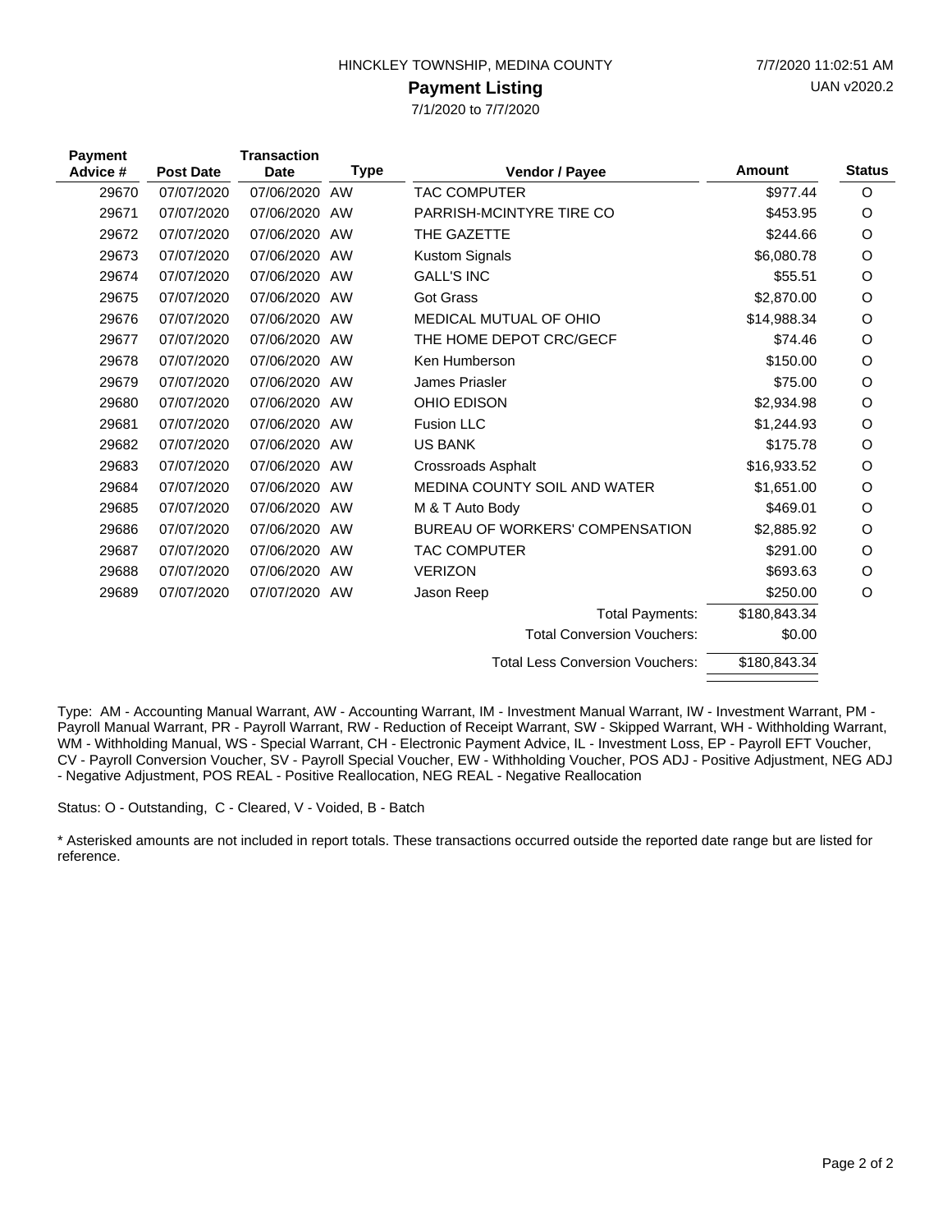HINCKLEY TOWNSHIP, MEDINA COUNTY

7/7/2020 11:02:51 AM

**Payment Listing**

UAN v2020.2

7/1/2020 to 7/7/2020

| Payment Advice # | Post Date | Transaction Date | Type | Vendor / Payee | Amount | Status |
|---|---|---|---|---|---|---|
| 29670 | 07/07/2020 | 07/06/2020 | AW | TAC COMPUTER | $977.44 | O |
| 29671 | 07/07/2020 | 07/06/2020 | AW | PARRISH-MCINTYRE TIRE CO | $453.95 | O |
| 29672 | 07/07/2020 | 07/06/2020 | AW | THE GAZETTE | $244.66 | O |
| 29673 | 07/07/2020 | 07/06/2020 | AW | Kustom Signals | $6,080.78 | O |
| 29674 | 07/07/2020 | 07/06/2020 | AW | GALL'S INC | $55.51 | O |
| 29675 | 07/07/2020 | 07/06/2020 | AW | Got Grass | $2,870.00 | O |
| 29676 | 07/07/2020 | 07/06/2020 | AW | MEDICAL MUTUAL OF OHIO | $14,988.34 | O |
| 29677 | 07/07/2020 | 07/06/2020 | AW | THE HOME DEPOT CRC/GECF | $74.46 | O |
| 29678 | 07/07/2020 | 07/06/2020 | AW | Ken Humberson | $150.00 | O |
| 29679 | 07/07/2020 | 07/06/2020 | AW | James Priasler | $75.00 | O |
| 29680 | 07/07/2020 | 07/06/2020 | AW | OHIO EDISON | $2,934.98 | O |
| 29681 | 07/07/2020 | 07/06/2020 | AW | Fusion LLC | $1,244.93 | O |
| 29682 | 07/07/2020 | 07/06/2020 | AW | US BANK | $175.78 | O |
| 29683 | 07/07/2020 | 07/06/2020 | AW | Crossroads Asphalt | $16,933.52 | O |
| 29684 | 07/07/2020 | 07/06/2020 | AW | MEDINA COUNTY SOIL AND WATER | $1,651.00 | O |
| 29685 | 07/07/2020 | 07/06/2020 | AW | M & T Auto Body | $469.01 | O |
| 29686 | 07/07/2020 | 07/06/2020 | AW | BUREAU OF WORKERS' COMPENSATION | $2,885.92 | O |
| 29687 | 07/07/2020 | 07/06/2020 | AW | TAC COMPUTER | $291.00 | O |
| 29688 | 07/07/2020 | 07/06/2020 | AW | VERIZON | $693.63 | O |
| 29689 | 07/07/2020 | 07/07/2020 | AW | Jason Reep | $250.00 | O |
| | | | | Total Payments: | $180,843.34 | |
| | | | | Total Conversion Vouchers: | $0.00 | |
| | | | | Total Less Conversion Vouchers: | $180,843.34 | |

Type: AM - Accounting Manual Warrant, AW - Accounting Warrant, IM - Investment Manual Warrant, IW - Investment Warrant, PM - Payroll Manual Warrant, PR - Payroll Warrant, RW - Reduction of Receipt Warrant, SW - Skipped Warrant, WH - Withholding Warrant, WM - Withholding Manual, WS - Special Warrant, CH - Electronic Payment Advice, IL - Investment Loss, EP - Payroll EFT Voucher, CV - Payroll Conversion Voucher, SV - Payroll Special Voucher, EW - Withholding Voucher, POS ADJ - Positive Adjustment, NEG ADJ - Negative Adjustment, POS REAL - Positive Reallocation, NEG REAL - Negative Reallocation

Status: O - Outstanding, C - Cleared, V - Voided, B - Batch

* Asterisked amounts are not included in report totals. These transactions occurred outside the reported date range but are listed for reference.